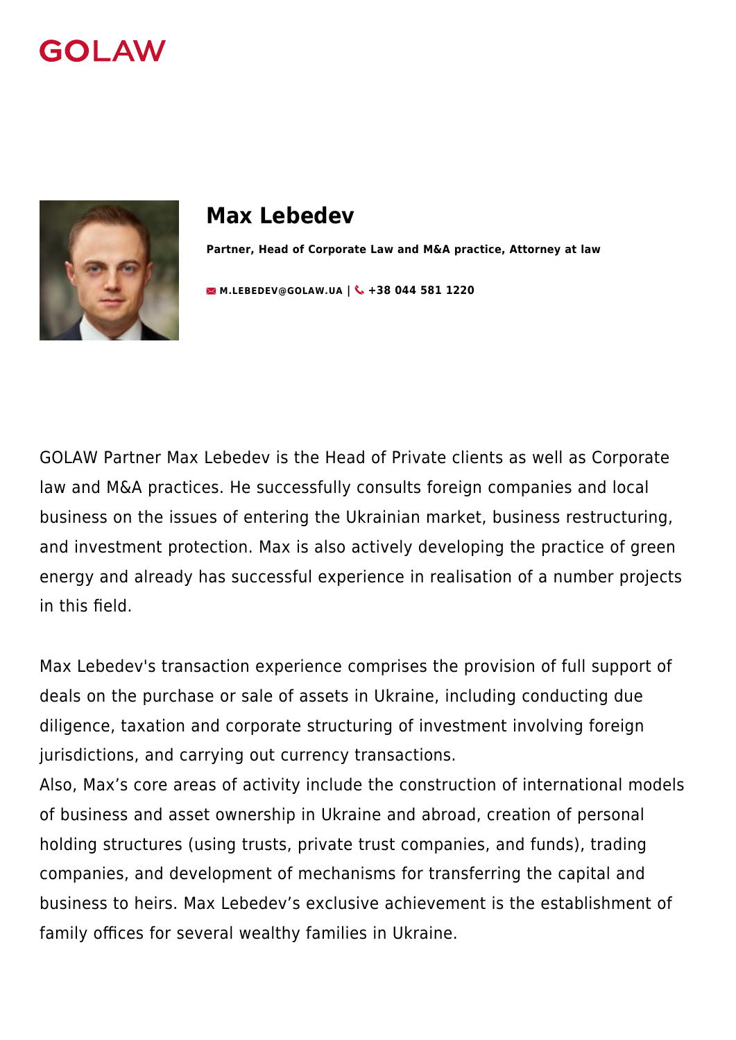GOLAW

# Max Lebedev

**Partner, Head of Corporate Law and M&A practice, Attorney at law**

**M.LEBEDEV@GOLAW.UA** | **+38 044 581 1220**

GOLAW Partner Max Lebedev is the Head of Private clients as well as Corporate law and M&A practices. He successfully consults foreign companies and local business on the issues of entering the Ukrainian market, business restructuring, and investment protection. Max is also actively developing the practice of green energy and already has successful experience in realisation of a number projects in this field.

Max Lebedev's transaction experience comprises the provision of full support of deals on the purchase or sale of assets in Ukraine, including conducting due diligence, taxation and corporate structuring of investment involving foreign jurisdictions, and carrying out currency transactions.
Also, Max's core areas of activity include the construction of international models of business and asset ownership in Ukraine and abroad, creation of personal holding structures (using trusts, private trust companies, and funds), trading companies, and development of mechanisms for transferring the capital and business to heirs. Max Lebedev's exclusive achievement is the establishment of family offices for several wealthy families in Ukraine.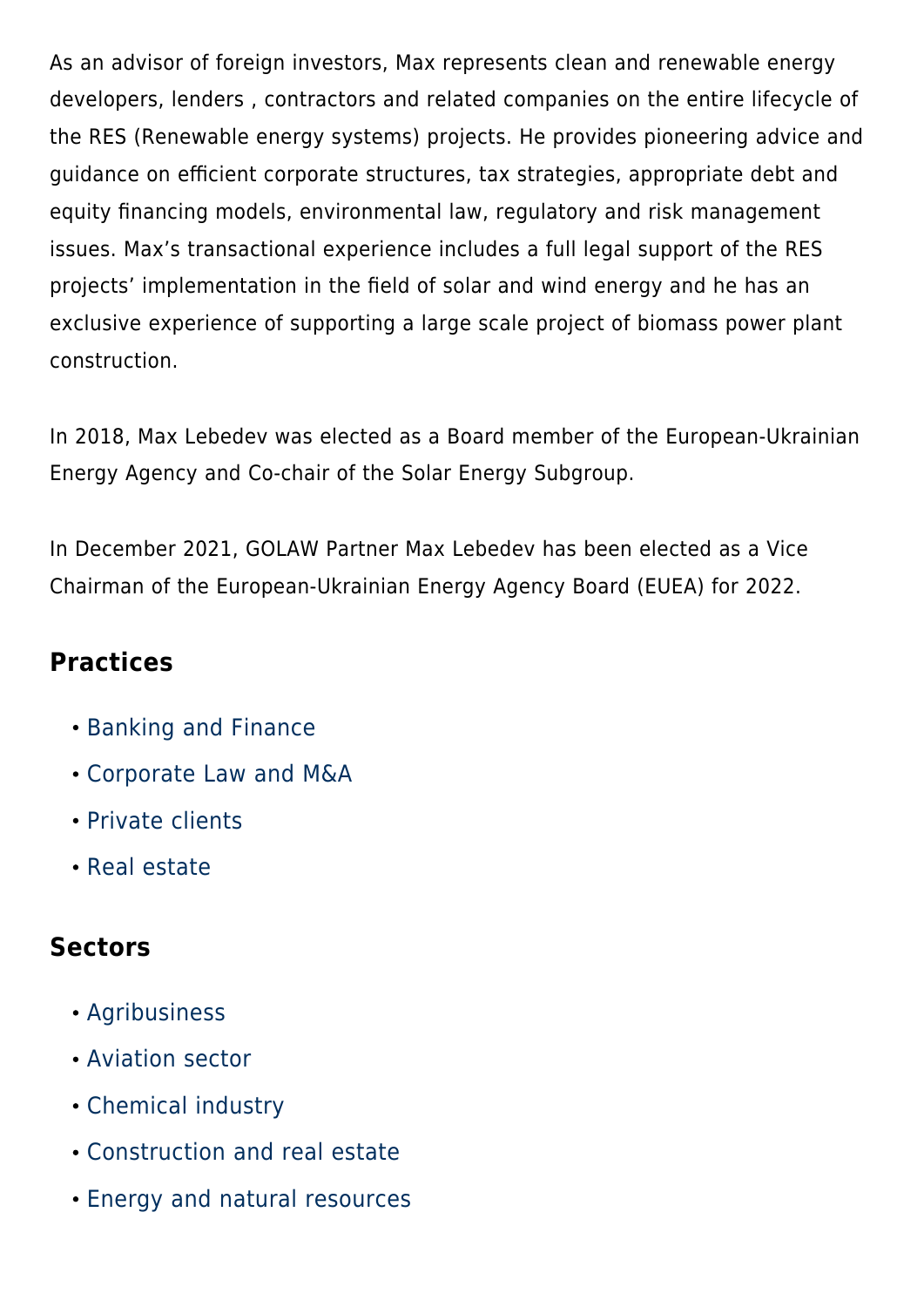As an advisor of foreign investors, Max represents clean and renewable energy developers, lenders , contractors and related companies on the entire lifecycle of the RES (Renewable energy systems) projects. He provides pioneering advice and guidance on efficient corporate structures, tax strategies, appropriate debt and equity financing models, environmental law, regulatory and risk management issues. Max's transactional experience includes a full legal support of the RES projects' implementation in the field of solar and wind energy and he has an exclusive experience of supporting a large scale project of biomass power plant construction.

In 2018, Max Lebedev was elected as a Board member of the European-Ukrainian Energy Agency and Co-chair of the Solar Energy Subgroup.

In December 2021, GOLAW Partner Max Lebedev has been elected as a Vice Chairman of the European-Ukrainian Energy Agency Board (EUEA) for 2022.

## Practices

- Banking and Finance
- Corporate Law and M&A
- Private clients
- Real estate

## Sectors

- Agribusiness
- Aviation sector
- Chemical industry
- Construction and real estate
- Energy and natural resources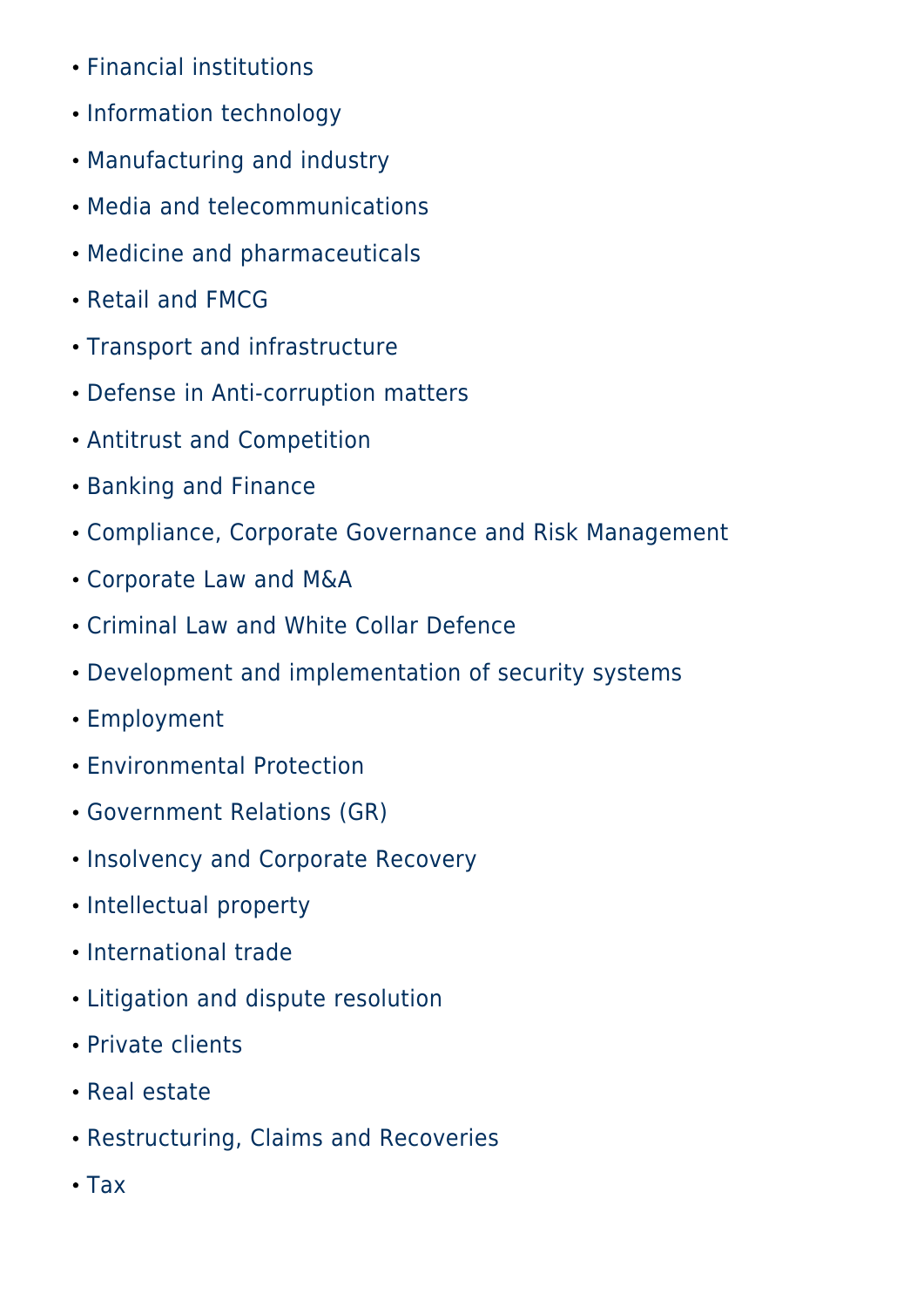- Financial institutions
- Information technology
- Manufacturing and industry
- Media and telecommunications
- Medicine and pharmaceuticals
- Retail and FMCG
- Transport and infrastructure
- Defense in Anti-corruption matters
- Antitrust and Competition
- Banking and Finance
- Compliance, Corporate Governance and Risk Management
- Corporate Law and M&A
- Criminal Law and White Collar Defence
- Development and implementation of security systems
- Employment
- Environmental Protection
- Government Relations (GR)
- Insolvency and Corporate Recovery
- Intellectual property
- International trade
- Litigation and dispute resolution
- Private clients
- Real estate
- Restructuring, Claims and Recoveries
- Tax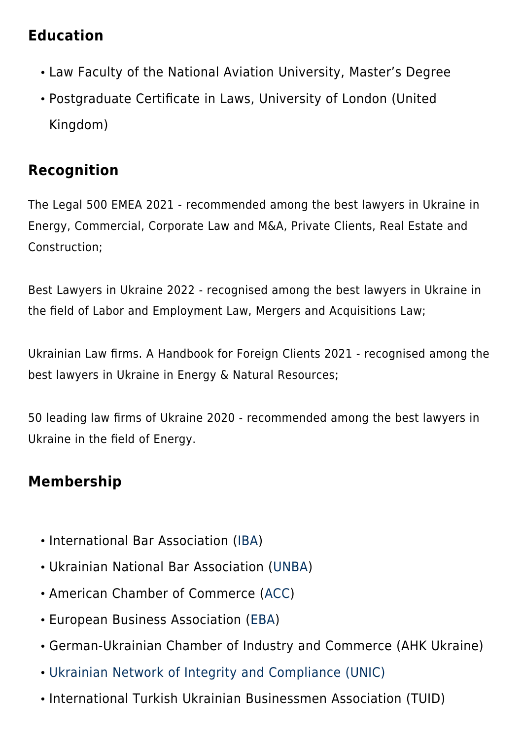## Education

- Law Faculty of the National Aviation University, Master's Degree
- Postgraduate Certificate in Laws, University of London (United Kingdom)

## Recognition

The Legal 500 EMEA 2021 - recommended among the best lawyers in Ukraine in Energy, Commercial, Corporate Law and M&A, Private Clients, Real Estate and Construction;

Best Lawyers in Ukraine 2022 - recognised among the best lawyers in Ukraine in the field of Labor and Employment Law, Mergers and Acquisitions Law;

Ukrainian Law firms. A Handbook for Foreign Clients 2021 - recognised among the best lawyers in Ukraine in Energy & Natural Resources;

50 leading law firms of Ukraine 2020 - recommended among the best lawyers in Ukraine in the field of Energy.

## Membership

- International Bar Association (IBA)
- Ukrainian National Bar Association (UNBA)
- American Chamber of Commerce (ACC)
- European Business Association (EBA)
- German-Ukrainian Chamber of Industry and Commerce (AHK Ukraine)
- Ukrainian Network of Integrity and Compliance (UNIC)
- International Turkish Ukrainian Businessmen Association (TUID)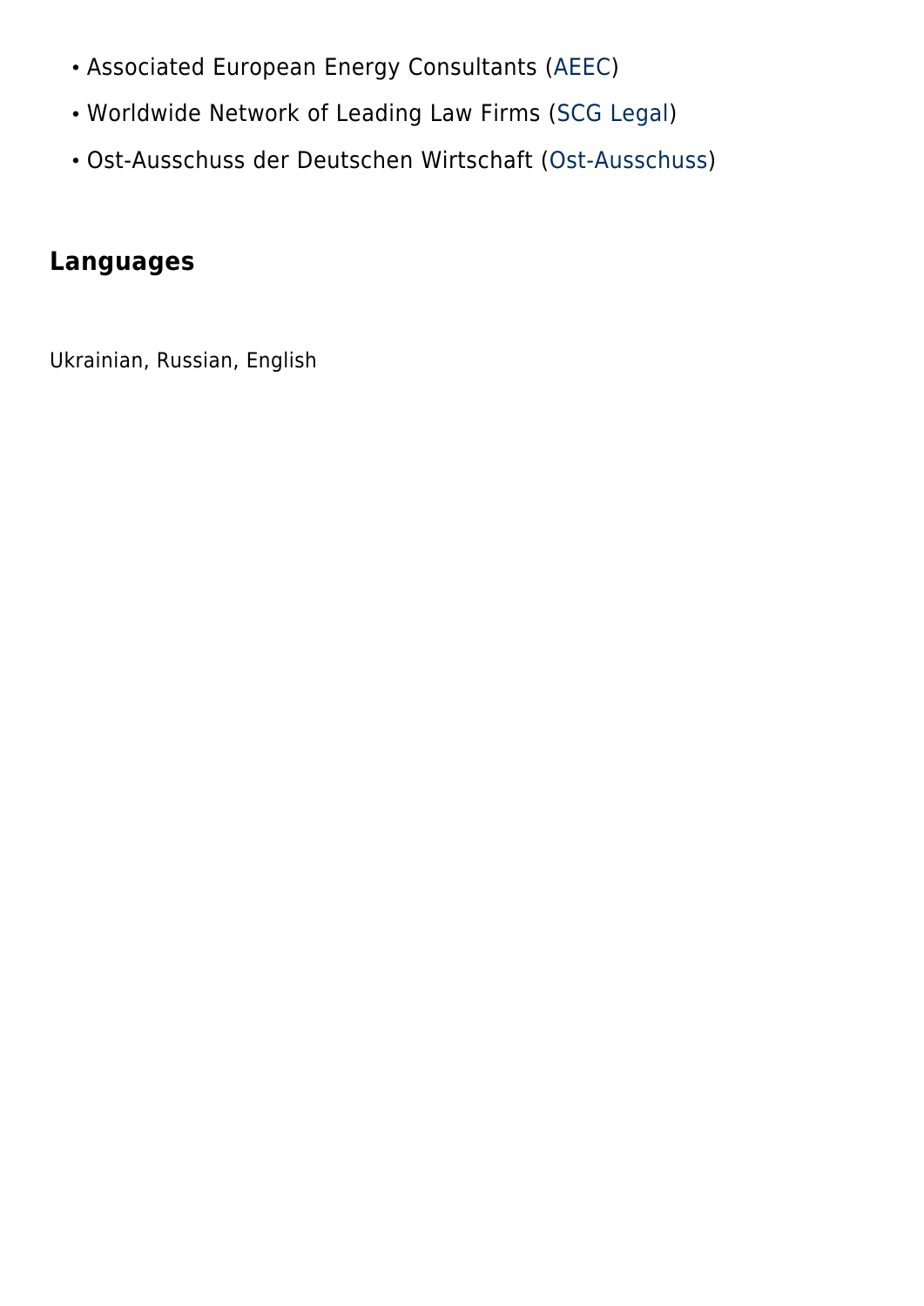- Associated European Energy Consultants (AEEC)
- Worldwide Network of Leading Law Firms (SCG Legal)
- Ost-Ausschuss der Deutschen Wirtschaft (Ost-Ausschuss)

## Languages

Ukrainian, Russian, English